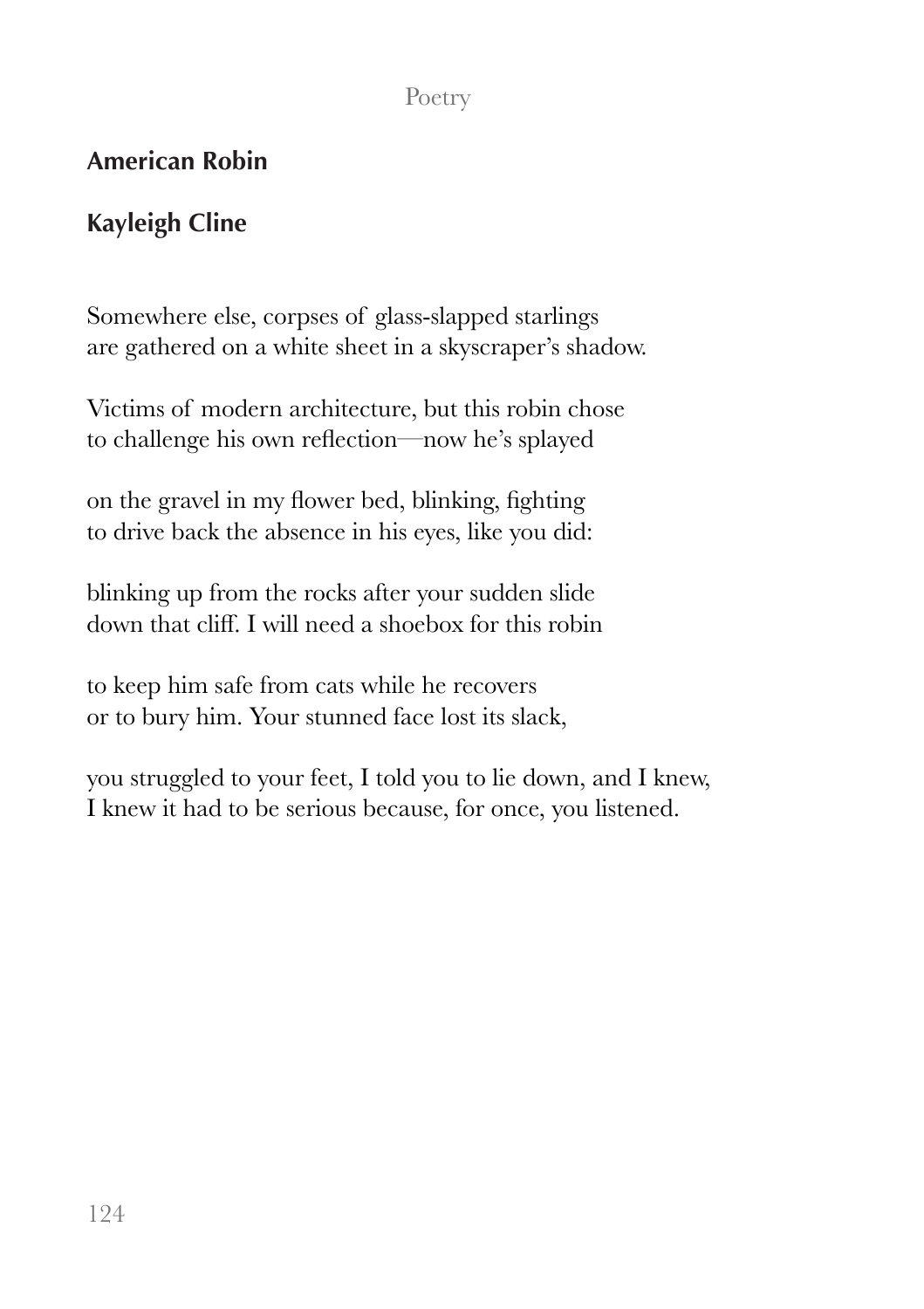## American Robin

## Kayleigh Cline

Somewhere else, corpses of glass-slapped starlings
are gathered on a white sheet in a skyscraper's shadow.

Victims of modern architecture, but this robin chose
to challenge his own reflection—now he's splayed

on the gravel in my flower bed, blinking, fighting
to drive back the absence in his eyes, like you did:

blinking up from the rocks after your sudden slide
down that cliff. I will need a shoebox for this robin

to keep him safe from cats while he recovers
or to bury him. Your stunned face lost its slack,

you struggled to your feet, I told you to lie down, and I knew,
I knew it had to be serious because, for once, you listened.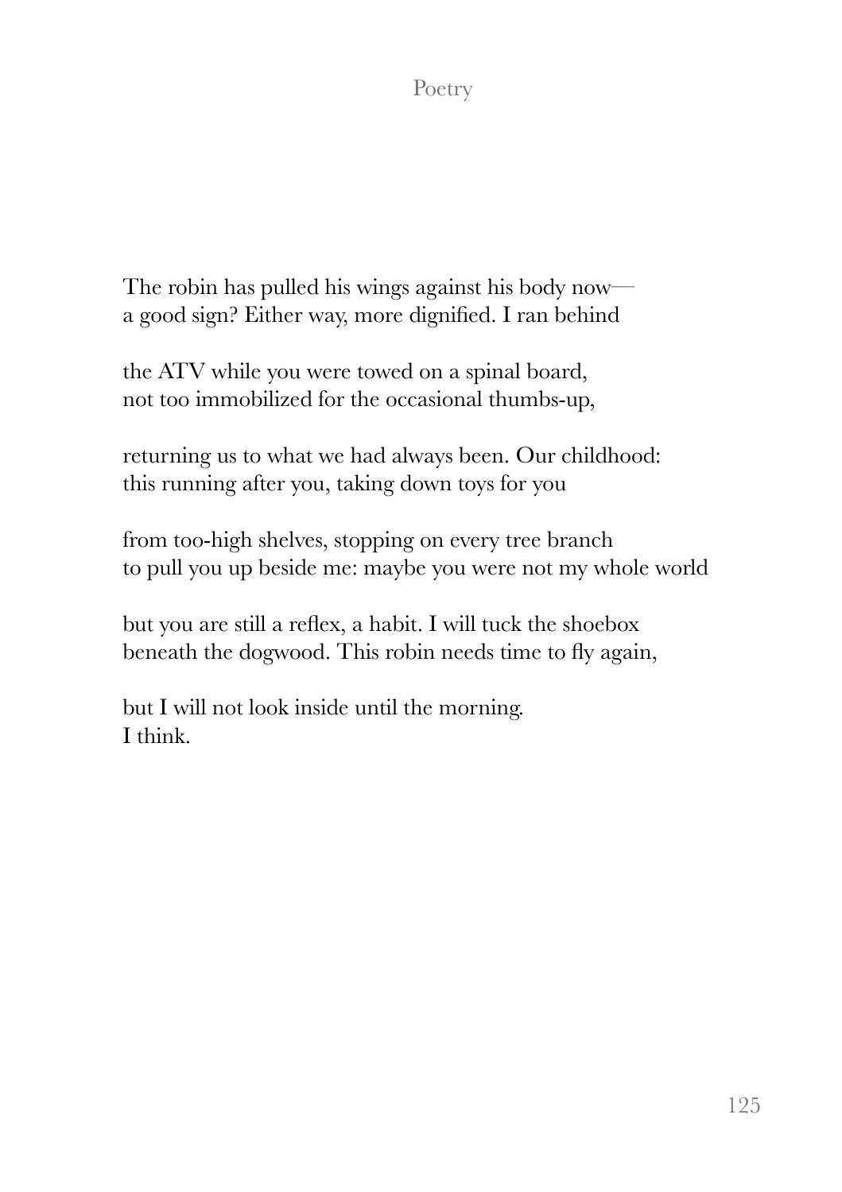The robin has pulled his wings against his body now—
a good sign? Either way, more dignified. I ran behind

the ATV while you were towed on a spinal board,
not too immobilized for the occasional thumbs-up,

returning us to what we had always been. Our childhood:
this running after you, taking down toys for you

from too-high shelves, stopping on every tree branch
to pull you up beside me: maybe you were not my whole world

but you are still a reflex, a habit. I will tuck the shoebox
beneath the dogwood. This robin needs time to fly again,

but I will not look inside until the morning.
I think.